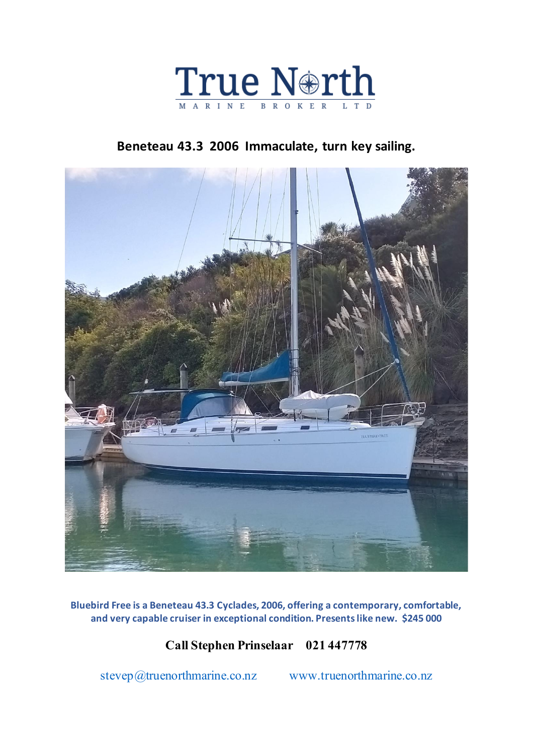# True North

MARINE BROKER LTD

## Beneteau 43.3 2006 Immaculate, turn key sailing.

**Bluebird Free is a Beneteau 43.3 Cyclades, 2006, offering a contemporary, comfortable, and very capable cruiser in exceptional condition. Presents like new. $245 000**

**Call Stephen Prinselaar 021 447778**

stevep@truenorthmarine.co.nz www.truenorthmarine.co.nz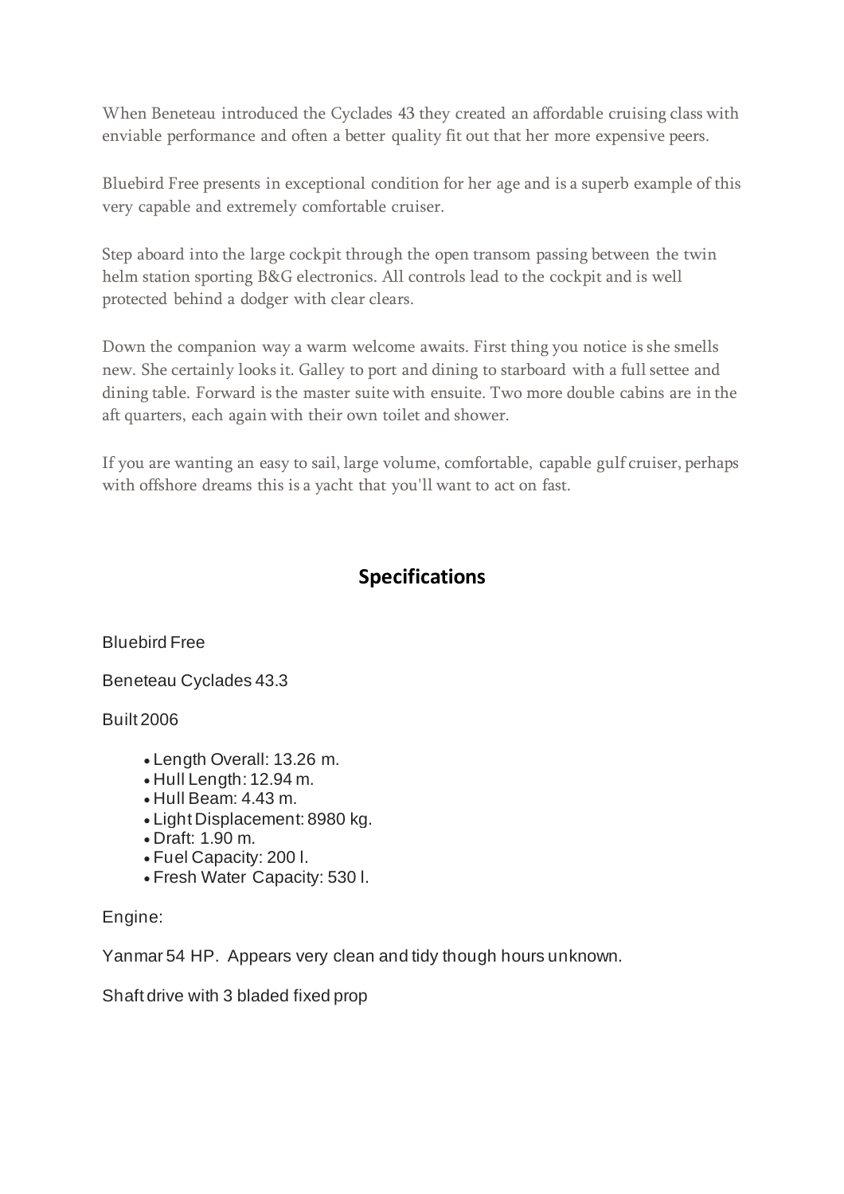When Beneteau introduced the Cyclades 43 they created an affordable cruising class with enviable performance and often a better quality fit out that her more expensive peers.

Bluebird Free presents in exceptional condition for her age and is a superb example of this very capable and extremely comfortable cruiser.

Step aboard into the large cockpit through the open transom passing between the twin helm station sporting B&G electronics. All controls lead to the cockpit and is well protected behind a dodger with clear clears.

Down the companion way a warm welcome awaits. First thing you notice is she smells new. She certainly looks it. Galley to port and dining to starboard with a full settee and dining table. Forward is the master suite with ensuite. Two more double cabins are in the aft quarters, each again with their own toilet and shower.

If you are wanting an easy to sail, large volume, comfortable, capable gulf cruiser, perhaps with offshore dreams this is a yacht that you'll want to act on fast.

## Specifications

Bluebird Free

Beneteau Cyclades 43.3

Built 2006

- Length Overall: 13.26 m.
- Hull Length: 12.94 m.
- Hull Beam: 4.43 m.
- Light Displacement: 8980 kg.
- Draft: 1.90 m.
- Fuel Capacity: 200 l.
- Fresh Water Capacity: 530 l.

Engine:

Yanmar 54 HP. Appears very clean and tidy though hours unknown.

Shaft drive with 3 bladed fixed prop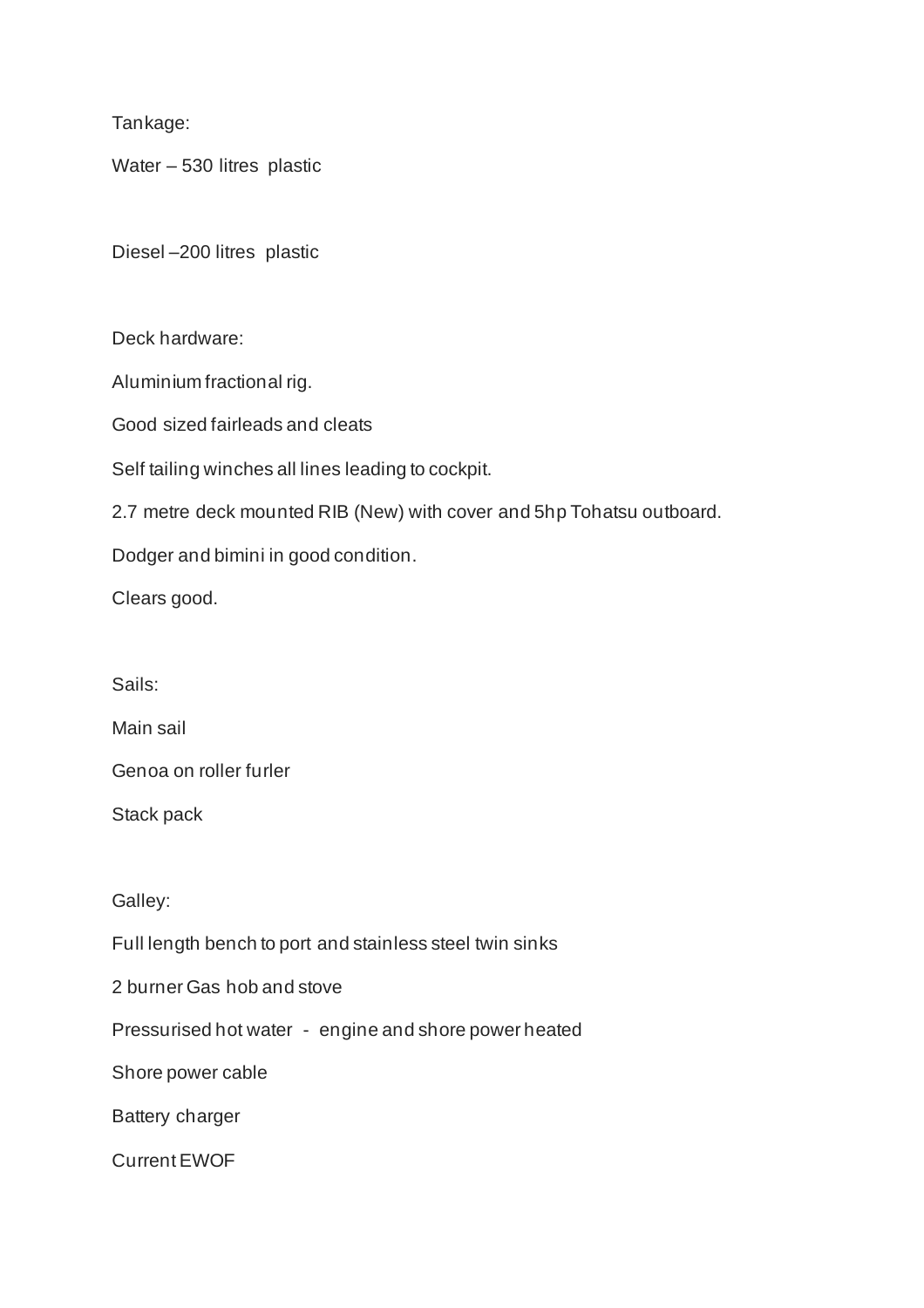Tankage:

Water – 530 litres plastic

Diesel –200 litres plastic

Deck hardware:

Aluminium fractional rig.

Good sized fairleads and cleats

Self tailing winches all lines leading to cockpit.

2.7 metre deck mounted RIB (New) with cover and 5hp Tohatsu outboard.

Dodger and bimini in good condition.

Clears good.

Sails:

Main sail

Genoa on roller furler

Stack pack

Galley:

Full length bench to port and stainless steel twin sinks

2 burner Gas hob and stove

Pressurised hot water - engine and shore power heated

Shore power cable

Battery charger

Current EWOF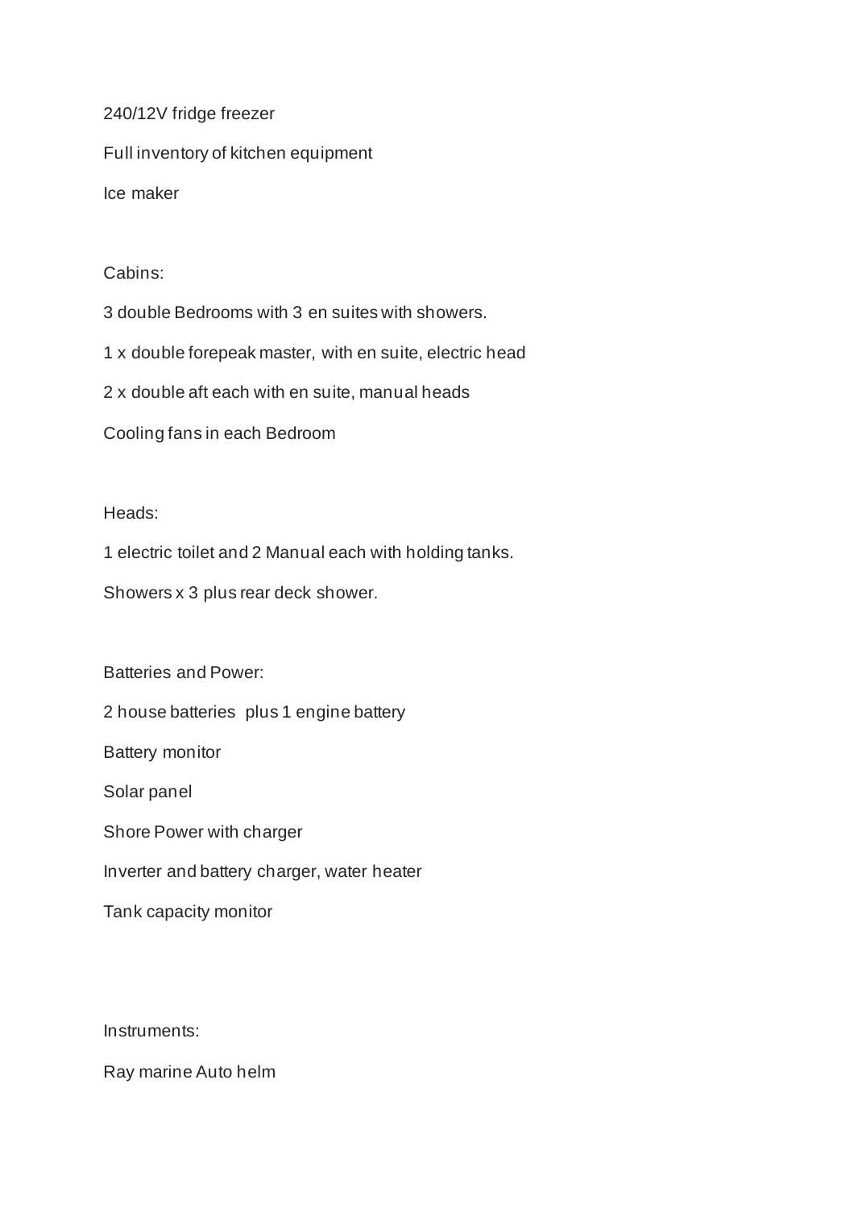240/12V fridge freezer

Full inventory of kitchen equipment

Ice maker

Cabins:

3 double Bedrooms with 3 en suites with showers.

1 x double forepeak master, with en suite, electric head

2 x double aft each with en suite, manual heads

Cooling fans in each Bedroom

Heads:

1 electric toilet and 2 Manual each with holding tanks.

Showers x 3 plus rear deck shower.

Batteries and Power:

2 house batteries plus 1 engine battery

Battery monitor

Solar panel

Shore Power with charger

Inverter and battery charger, water heater

Tank capacity monitor

Instruments:

Ray marine Auto helm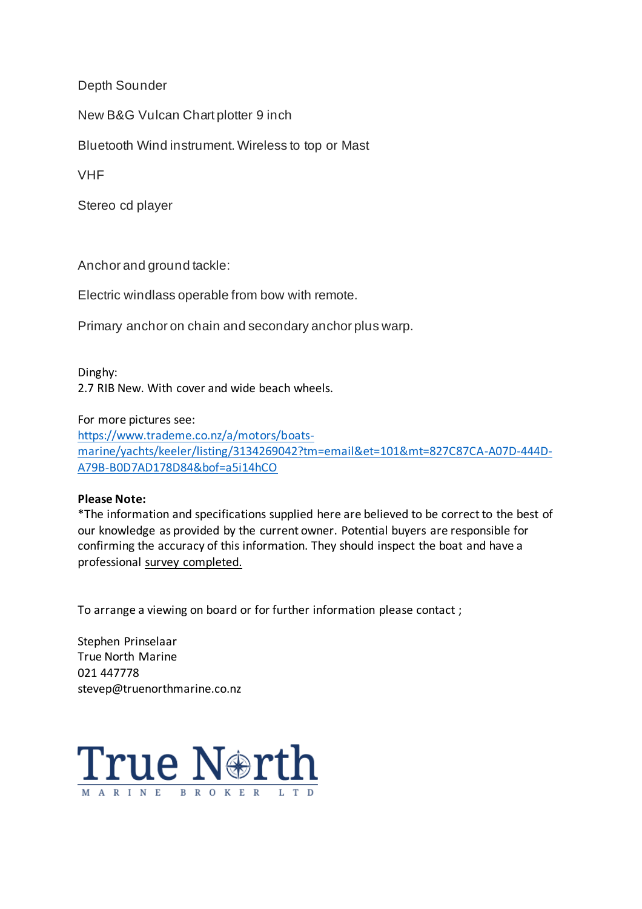Depth Sounder

New B&G Vulcan Chart plotter 9 inch

Bluetooth Wind instrument. Wireless to top or Mast

VHF

Stereo cd player

Anchor and ground tackle:

Electric windlass operable from bow with remote.

Primary anchor on chain and secondary anchor plus warp.

Dinghy:
2.7 RIB New. With cover and wide beach wheels.

For more pictures see:
[https://www.trademe.co.nz/a/motors/boats-marine/yachts/keeler/listing/3134269042?tm=email&et=101&mt=827C87CA-A07D-444D-A79B-B0D7AD178D84&bof=a5i14hCO](https://www.trademe.co.nz/a/motors/boats-marine/yachts/keeler/listing/3134269042?tm=email&et=101&mt=827C87CA-A07D-444D-A79B-B0D7AD178D84&bof=a5i14hCO)

**Please Note:**
*The information and specifications supplied here are believed to be correct to the best of our knowledge as provided by the current owner. Potential buyers are responsible for confirming the accuracy of this information. They should inspect the boat and have a professional survey completed.

To arrange a viewing on board or for further information please contact ;

Stephen Prinselaar
True North Marine
021 447778
stevep@truenorthmarine.co.nz

True North
MARINE BROKER LTD